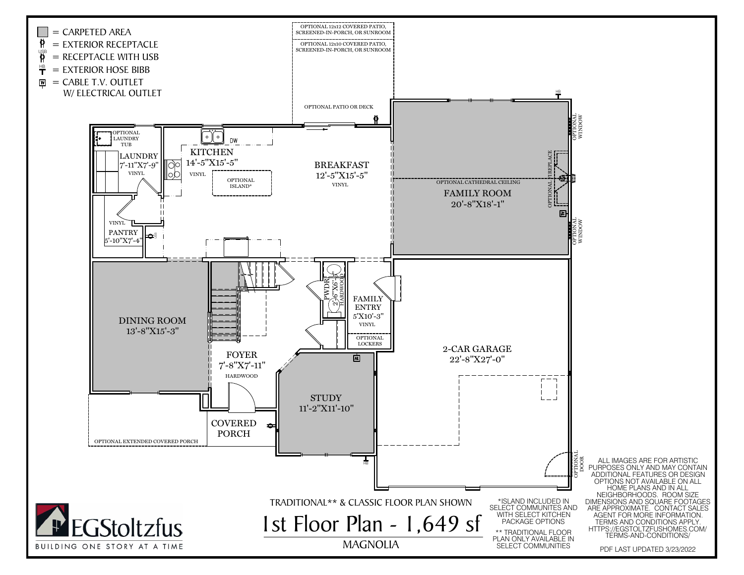# Legend

- = CARPETED AREA
- = EXTERIOR RECEPTACLE
- = RECEPTACLE WITH USB
- = EXTERIOR HOSE BIBB
- = CABLE T.V. OUTLET W/ ELECTRICAL OUTLET

OPTIONAL 12x12 COVERED PATIO, SCREENED-IN-PORCH, OR SUNROOM

OPTIONAL 12x10 COVERED PATIO, SCREENED-IN-PORCH, OR SUNROOM

OPTIONAL PATIO OR DECK

OPTIONAL LAUNDRY TUB

LAUNDRY 7'-11"X7'-9" VINYL

KITCHEN 14'-5"X15'-5" VINYL

DW

OPTIONAL ISLAND*

BREAKFAST 12'-5"X15'-5" VINYL

OPTIONAL CATHEDRAL CEILING

FAMILY ROOM 20'-8"X18'-1"

OPTIONAL FIREPLACE

OPTIONAL WINDOW

OPTIONAL WINDOW

VINYL

PANTRY 5'-10"X7'-4"

USB

DINING ROOM 13'-8"X15'-3"

PWDR 2'-6"X6'-5" HARDWOOD

FAMILY ENTRY 5'X10'-3" VINYL

OPTIONAL LOCKERS

FOYER 7'-8"X7'-11" HARDWOOD

STUDY 11'-2"X11'-10"

2-CAR GARAGE 22'-8"X27'-0"

COVERED PORCH

OPTIONAL EXTENDED COVERED PORCH

OPTIONAL DOOR

HB

TRADITIONAL** & CLASSIC FLOOR PLAN SHOWN

# 1st Floor Plan - 1,649 sf

MAGNOLIA

*ISLAND INCLUDED IN SELECT COMMUNITES AND WITH SELECT KITCHEN PACKAGE OPTIONS

** TRADITIONAL FLOOR PLAN ONLY AVAILABLE IN SELECT COMMUNITIES

ALL IMAGES ARE FOR ARTISTIC PURPOSES ONLY AND MAY CONTAIN ADDITIONAL FEATURES OR DESIGN OPTIONS NOT AVAILABLE ON ALL HOME PLANS AND IN ALL NEIGHBORHOODS. ROOM SIZE DIMENSIONS AND SQUARE FOOTAGES ARE APPROXIMATE. CONTACT SALES AGENT FOR MORE INFORMATION. TERMS AND CONDITIONS APPLY. HTTPS://EGSTOLTZFUSHOMES.COM/TERMS-AND-CONDITIONS/

PDF LAST UPDATED 3/23/2022

EGStoltzfus

BUILDING ONE STORY AT A TIME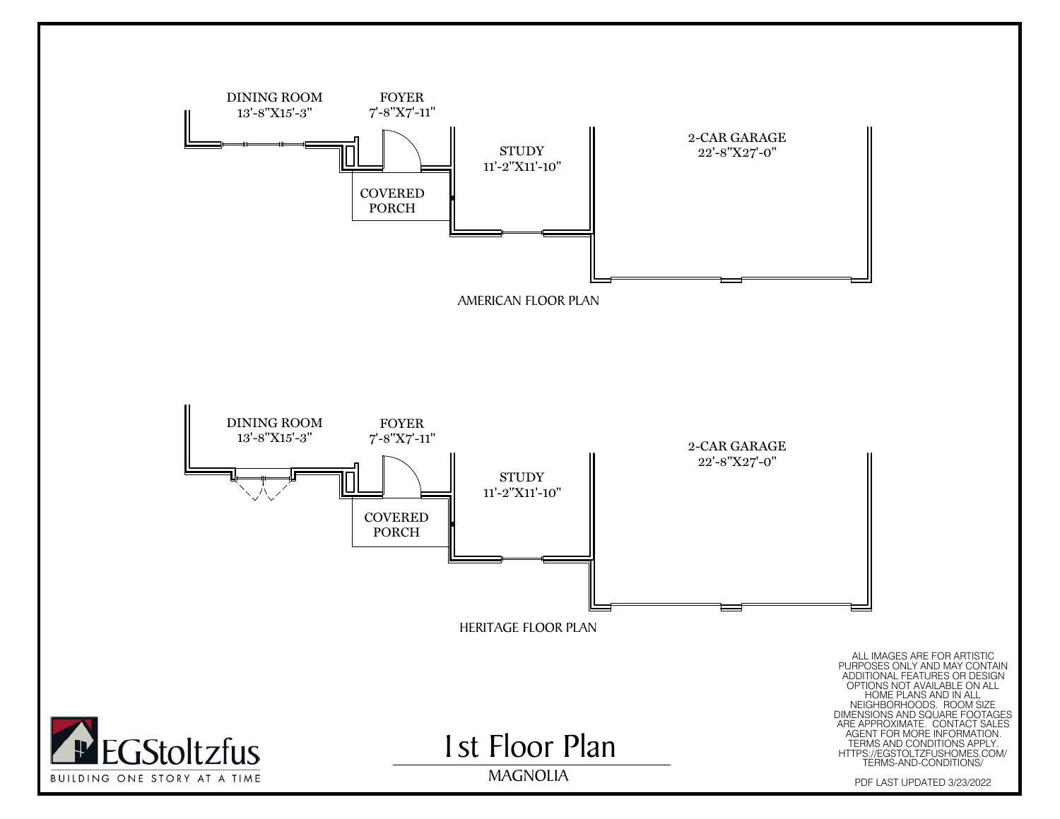DINING ROOM
13'-8"X15'-3"

FOYER
7'-8"X7'-11"

STUDY
11'-2"X11'-10"

2-CAR GARAGE
22'-8"X27'-0"

COVERED
PORCH

AMERICAN FLOOR PLAN

DINING ROOM
13'-8"X15'-3"

FOYER
7'-8"X7'-11"

STUDY
11'-2"X11'-10"

2-CAR GARAGE
22'-8"X27'-0"

COVERED
PORCH

HERITAGE FLOOR PLAN

ALL IMAGES ARE FOR ARTISTIC PURPOSES ONLY AND MAY CONTAIN ADDITIONAL FEATURES OR DESIGN OPTIONS NOT AVAILABLE ON ALL HOME PLANS AND IN ALL NEIGHBORHOODS. ROOM SIZE DIMENSIONS AND SQUARE FOOTAGES ARE APPROXIMATE. CONTACT SALES AGENT FOR MORE INFORMATION. TERMS AND CONDITIONS APPLY. HTTPS://EGSTOLTZFUSHOMES.COM/TERMS-AND-CONDITIONS/

EGStoltzfus
BUILDING ONE STORY AT A TIME

# 1st Floor Plan

MAGNOLIA

PDF LAST UPDATED 3/23/2022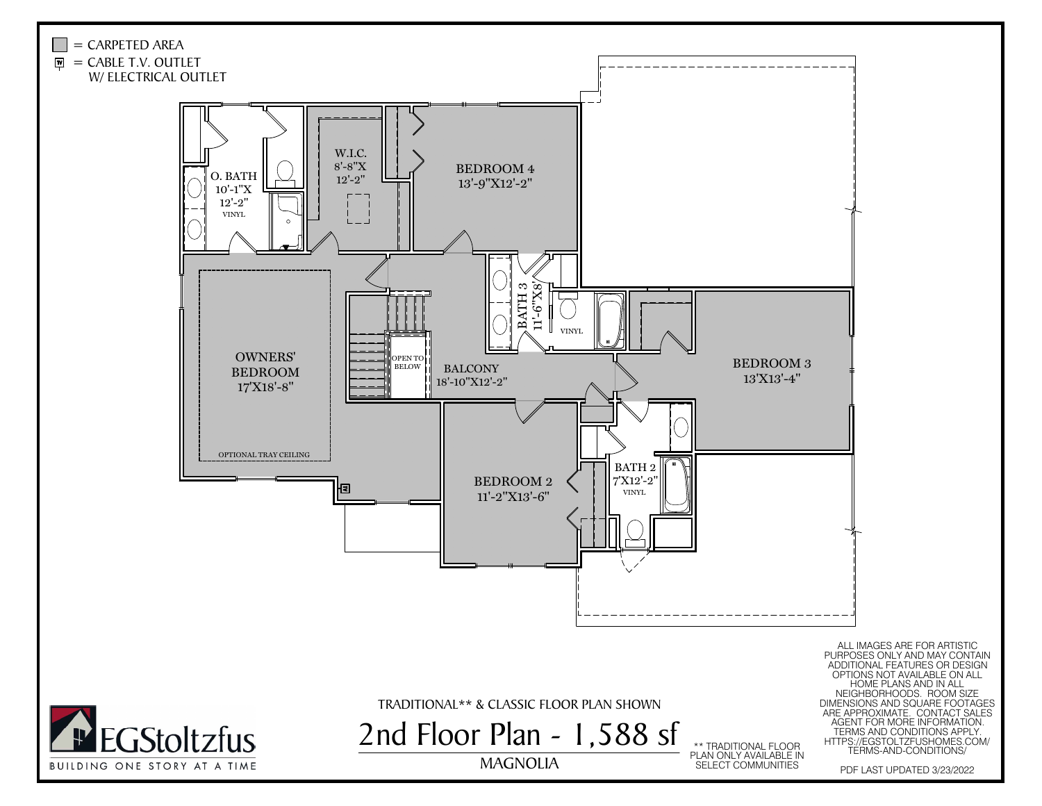= CARPETED AREA

= CABLE T.V. OUTLET W/ ELECTRICAL OUTLET

O. BATH
10'-1"X 12'-2"
VINYL

W.I.C.
8'-8"X 12'-2"

BEDROOM 4
13'-9"X12'-2"

BATH 3
11'-6"X8'
VINYL

OWNERS' BEDROOM
17'X18'-8"

OPTIONAL TRAY CEILING

OPEN TO BELOW

BALCONY
18'-10"X12'-2"

BEDROOM 3
13'X13'-4"

BEDROOM 2
11'-2"X13'-6"

BATH 2
7'X12'-2"
VINYL

TRADITIONAL** & CLASSIC FLOOR PLAN SHOWN

# 2nd Floor Plan - 1,588 sf

MAGNOLIA

** TRADITIONAL FLOOR PLAN ONLY AVAILABLE IN SELECT COMMUNITIES

ALL IMAGES ARE FOR ARTISTIC PURPOSES ONLY AND MAY CONTAIN ADDITIONAL FEATURES OR DESIGN OPTIONS NOT AVAILABLE ON ALL HOME PLANS AND IN ALL NEIGHBORHOODS. ROOM SIZE DIMENSIONS AND SQUARE FOOTAGES ARE APPROXIMATE. CONTACT SALES AGENT FOR MORE INFORMATION. TERMS AND CONDITIONS APPLY. HTTPS://EGSTOLTZFUSHOMES.COM/TERMS-AND-CONDITIONS/

PDF LAST UPDATED 3/23/2022

EGStoltzfus
BUILDING ONE STORY AT A TIME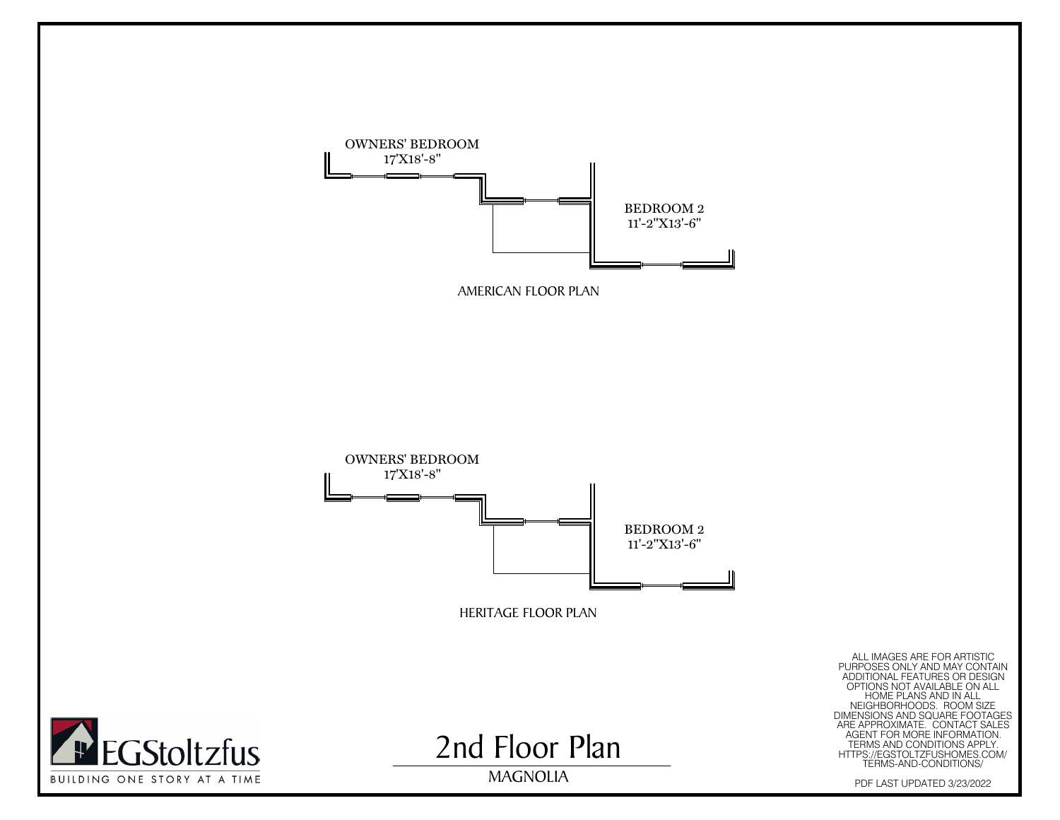OWNERS' BEDROOM
17'X18'-8"

BEDROOM 2
11'-2"X13'-6"

AMERICAN FLOOR PLAN

OWNERS' BEDROOM
17'X18'-8"

BEDROOM 2
11'-2"X13'-6"

HERITAGE FLOOR PLAN

ALL IMAGES ARE FOR ARTISTIC PURPOSES ONLY AND MAY CONTAIN ADDITIONAL FEATURES OR DESIGN OPTIONS NOT AVAILABLE ON ALL HOME PLANS AND IN ALL NEIGHBORHOODS. ROOM SIZE DIMENSIONS AND SQUARE FOOTAGES ARE APPROXIMATE. CONTACT SALES AGENT FOR MORE INFORMATION. TERMS AND CONDITIONS APPLY. HTTPS://EGSTOLTZFUSHOMES.COM/TERMS-AND-CONDITIONS/

EGStoltzfus
BUILDING ONE STORY AT A TIME

# 2nd Floor Plan

MAGNOLIA

PDF LAST UPDATED 3/23/2022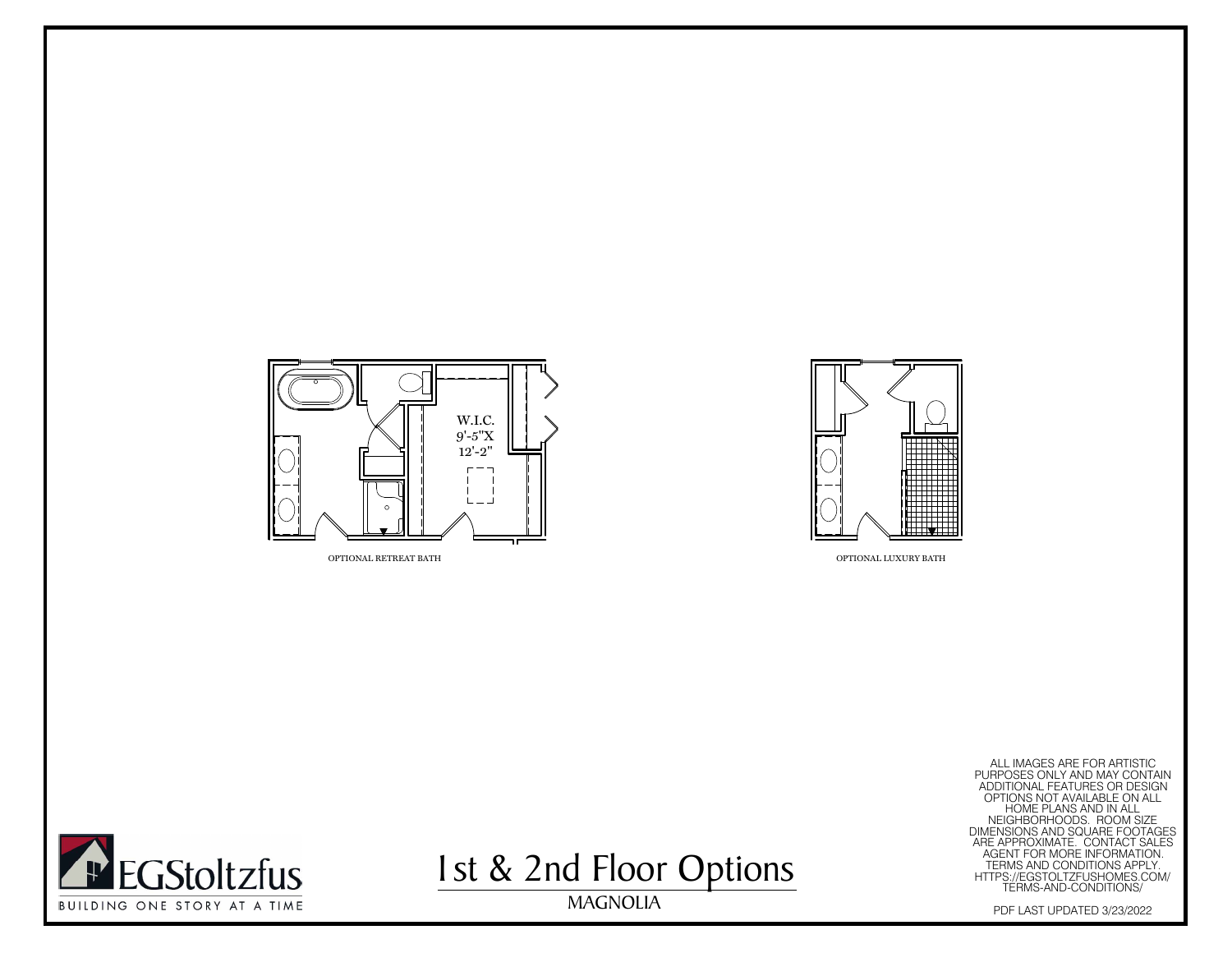W.I.C.
9'-5"X
12'-2"

OPTIONAL RETREAT BATH

OPTIONAL LUXURY BATH

# 1st & 2nd Floor Options

MAGNOLIA

EGStoltzfus

BUILDING ONE STORY AT A TIME

ALL IMAGES ARE FOR ARTISTIC PURPOSES ONLY AND MAY CONTAIN ADDITIONAL FEATURES OR DESIGN OPTIONS NOT AVAILABLE ON ALL HOME PLANS AND IN ALL NEIGHBORHOODS. ROOM SIZE DIMENSIONS AND SQUARE FOOTAGES ARE APPROXIMATE. CONTACT SALES AGENT FOR MORE INFORMATION. TERMS AND CONDITIONS APPLY. HTTPS://EGSTOLTZFUSHOMES.COM/TERMS-AND-CONDITIONS/

PDF LAST UPDATED 3/23/2022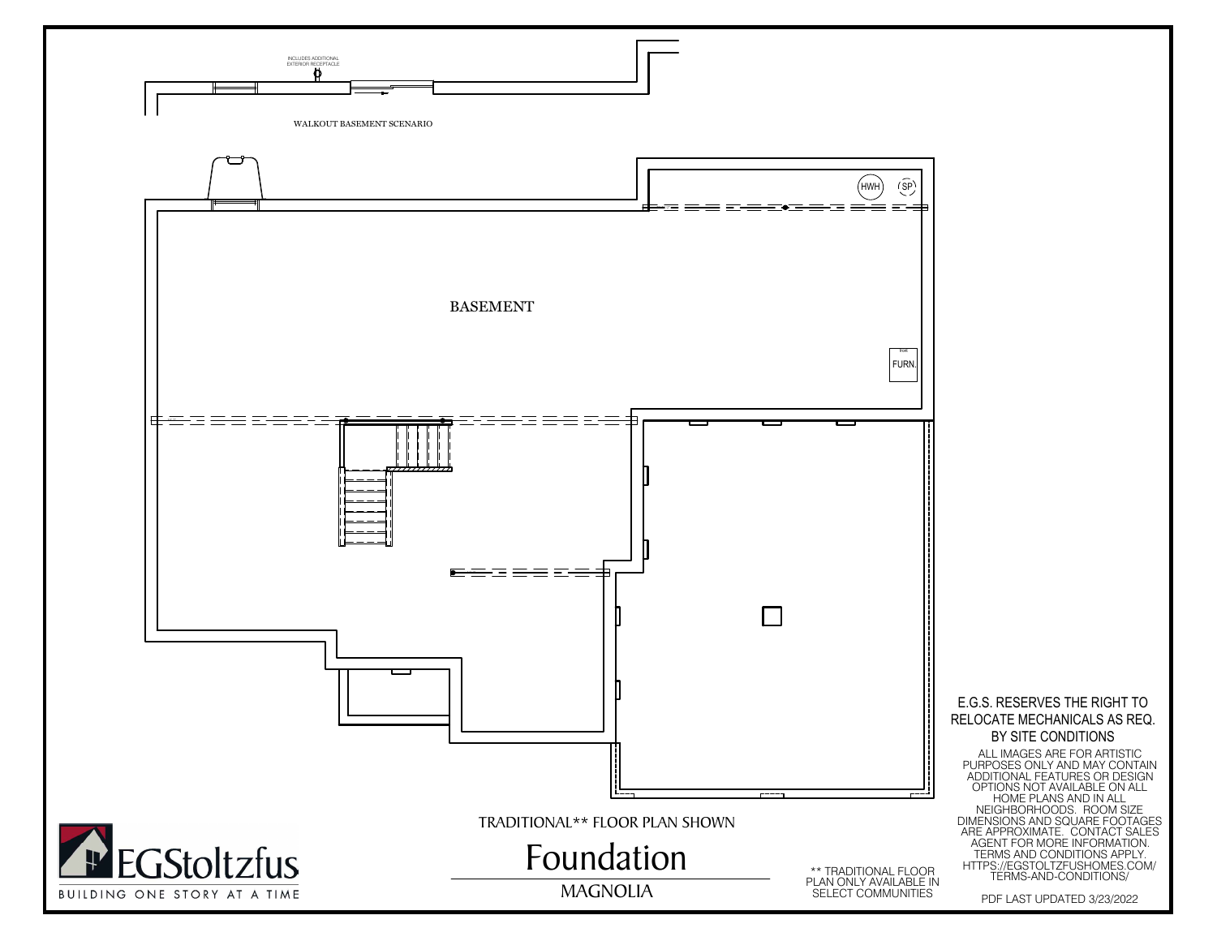INCLUDES ADDITIONAL EXTERIOR RECEPTACLE

WALKOUT BASEMENT SCENARIO

HWH

SP

BASEMENT

FURN.

TRADITIONAL** FLOOR PLAN SHOWN

# Foundation

MAGNOLIA

** TRADITIONAL FLOOR PLAN ONLY AVAILABLE IN SELECT COMMUNITIES

E.G.S. RESERVES THE RIGHT TO RELOCATE MECHANICALS AS REQ. BY SITE CONDITIONS

ALL IMAGES ARE FOR ARTISTIC PURPOSES ONLY AND MAY CONTAIN ADDITIONAL FEATURES OR DESIGN OPTIONS NOT AVAILABLE ON ALL HOME PLANS AND IN ALL NEIGHBORHOODS. ROOM SIZE DIMENSIONS AND SQUARE FOOTAGES ARE APPROXIMATE. CONTACT SALES AGENT FOR MORE INFORMATION. TERMS AND CONDITIONS APPLY. HTTPS://EGSTOLTZFUSHOMES.COM/TERMS-AND-CONDITIONS/

PDF LAST UPDATED 3/23/2022

EGStoltzfus

BUILDING ONE STORY AT A TIME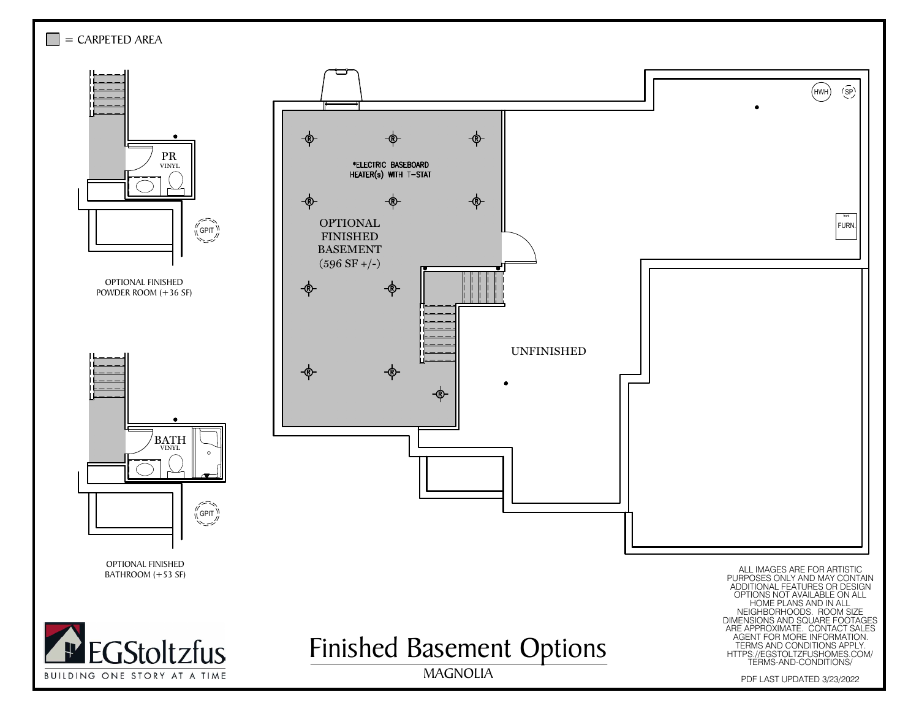■ = CARPETED AREA

PR
VINYL

GPIT

OPTIONAL FINISHED
POWDER ROOM (+36 SF)

BATH
VINYL

GPIT

OPTIONAL FINISHED
BATHROOM (+53 SF)

*ELECTRIC BASEBOARD
HEATER(s) WITH T-STAT

OPTIONAL
FINISHED
BASEMENT
(596 SF +/-)

HWH

SP

FURN.

UNFINISHED

# Finished Basement Options

MAGNOLIA

ALL IMAGES ARE FOR ARTISTIC PURPOSES ONLY AND MAY CONTAIN ADDITIONAL FEATURES OR DESIGN OPTIONS NOT AVAILABLE ON ALL HOME PLANS AND IN ALL NEIGHBORHOODS. ROOM SIZE DIMENSIONS AND SQUARE FOOTAGES ARE APPROXIMATE. CONTACT SALES AGENT FOR MORE INFORMATION. TERMS AND CONDITIONS APPLY. HTTPS://EGSTOLTZFUSHOMES.COM/TERMS-AND-CONDITIONS/

PDF LAST UPDATED 3/23/2022

EGStoltzfus
BUILDING ONE STORY AT A TIME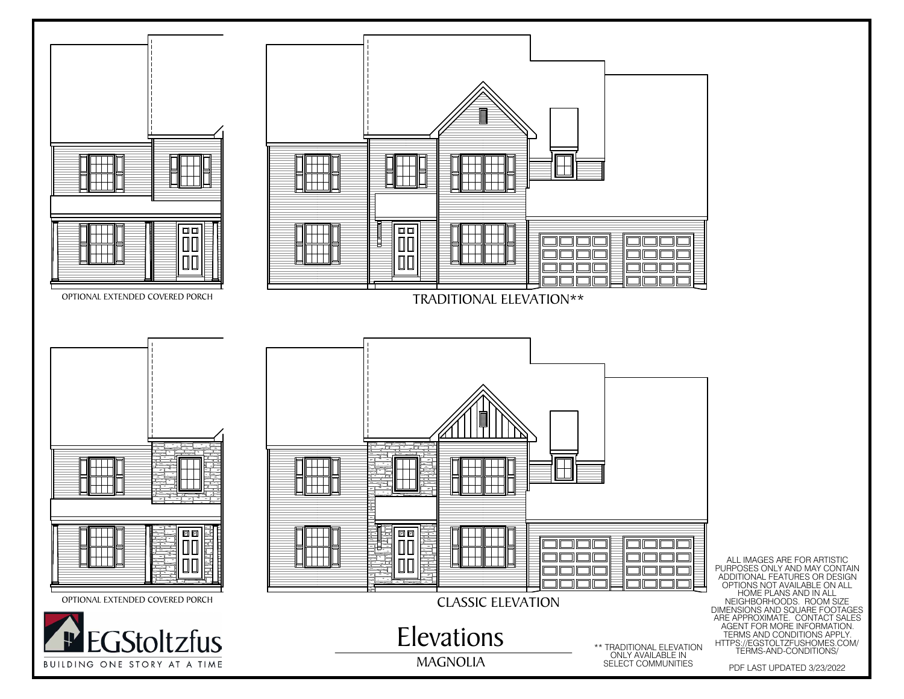OPTIONAL EXTENDED COVERED PORCH

TRADITIONAL ELEVATION**

OPTIONAL EXTENDED COVERED PORCH

CLASSIC ELEVATION

EGStoltzfus

BUILDING ONE STORY AT A TIME

# Elevations

MAGNOLIA

** TRADITIONAL ELEVATION ONLY AVAILABLE IN SELECT COMMUNITIES

ALL IMAGES ARE FOR ARTISTIC PURPOSES ONLY AND MAY CONTAIN ADDITIONAL FEATURES OR DESIGN OPTIONS NOT AVAILABLE ON ALL HOME PLANS AND IN ALL NEIGHBORHOODS. ROOM SIZE DIMENSIONS AND SQUARE FOOTAGES ARE APPROXIMATE. CONTACT SALES AGENT FOR MORE INFORMATION. TERMS AND CONDITIONS APPLY. HTTPS://EGSTOLTZFUSHOMES.COM/TERMS-AND-CONDITIONS/

PDF LAST UPDATED 3/23/2022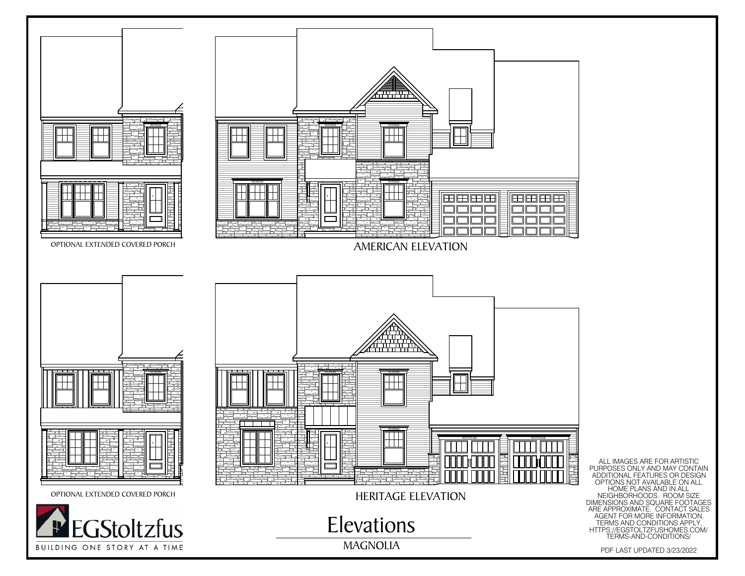OPTIONAL EXTENDED COVERED PORCH

AMERICAN ELEVATION

OPTIONAL EXTENDED COVERED PORCH

HERITAGE ELEVATION

EGStoltzfus

BUILDING ONE STORY AT A TIME

# Elevations

## MAGNOLIA

ALL IMAGES ARE FOR ARTISTIC PURPOSES ONLY AND MAY CONTAIN ADDITIONAL FEATURES OR DESIGN OPTIONS NOT AVAILABLE ON ALL HOME PLANS AND IN ALL NEIGHBORHOODS. ROOM SIZE DIMENSIONS AND SQUARE FOOTAGES ARE APPROXIMATE. CONTACT SALES AGENT FOR MORE INFORMATION. TERMS AND CONDITIONS APPLY. HTTPS://EGSTOLTZFUSHOMES.COM/TERMS-AND-CONDITIONS/

PDF LAST UPDATED 3/23/2022